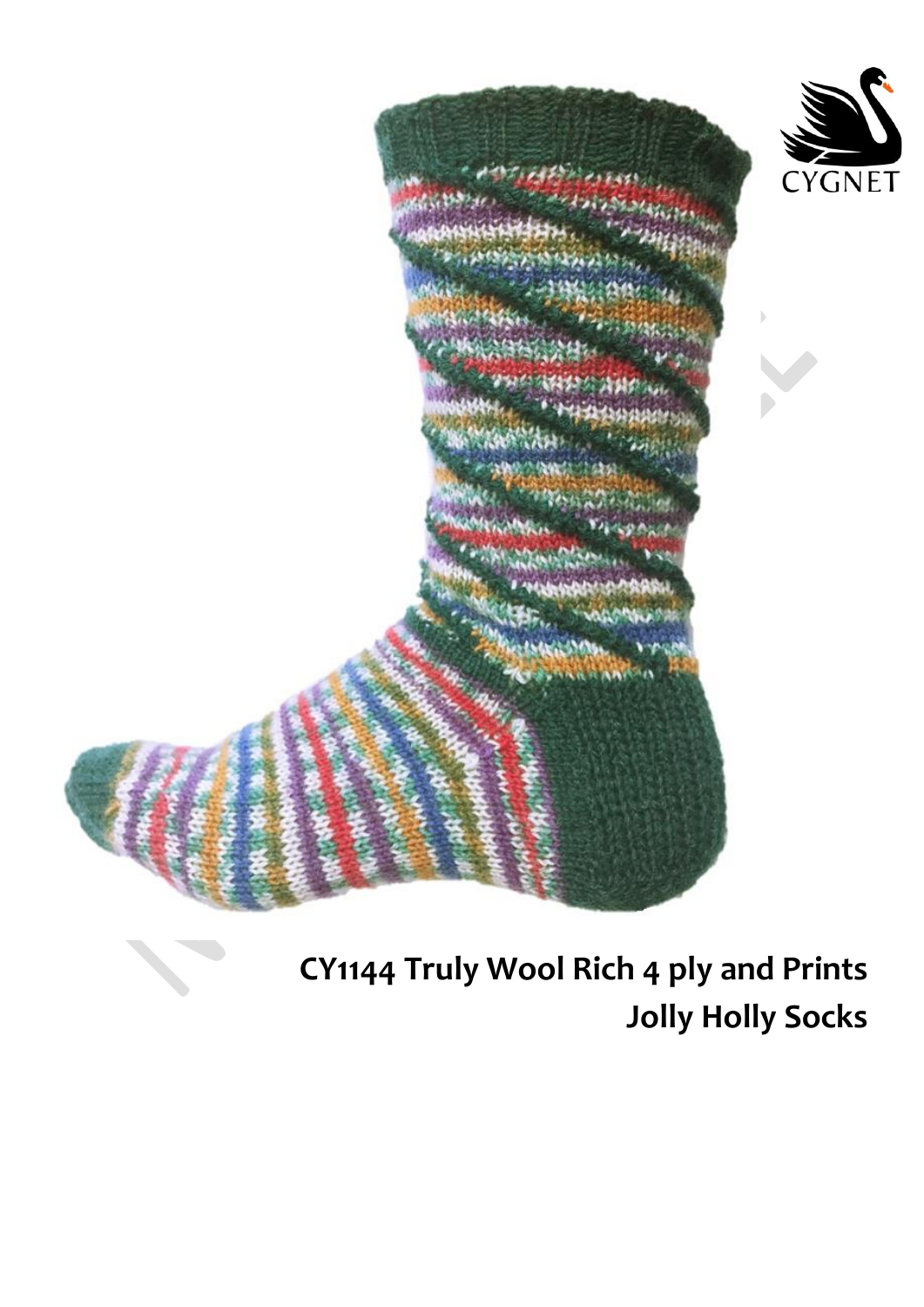CYGNET

**CY1144 Truly Wool Rich 4 ply and Prints**

**Jolly Holly Socks**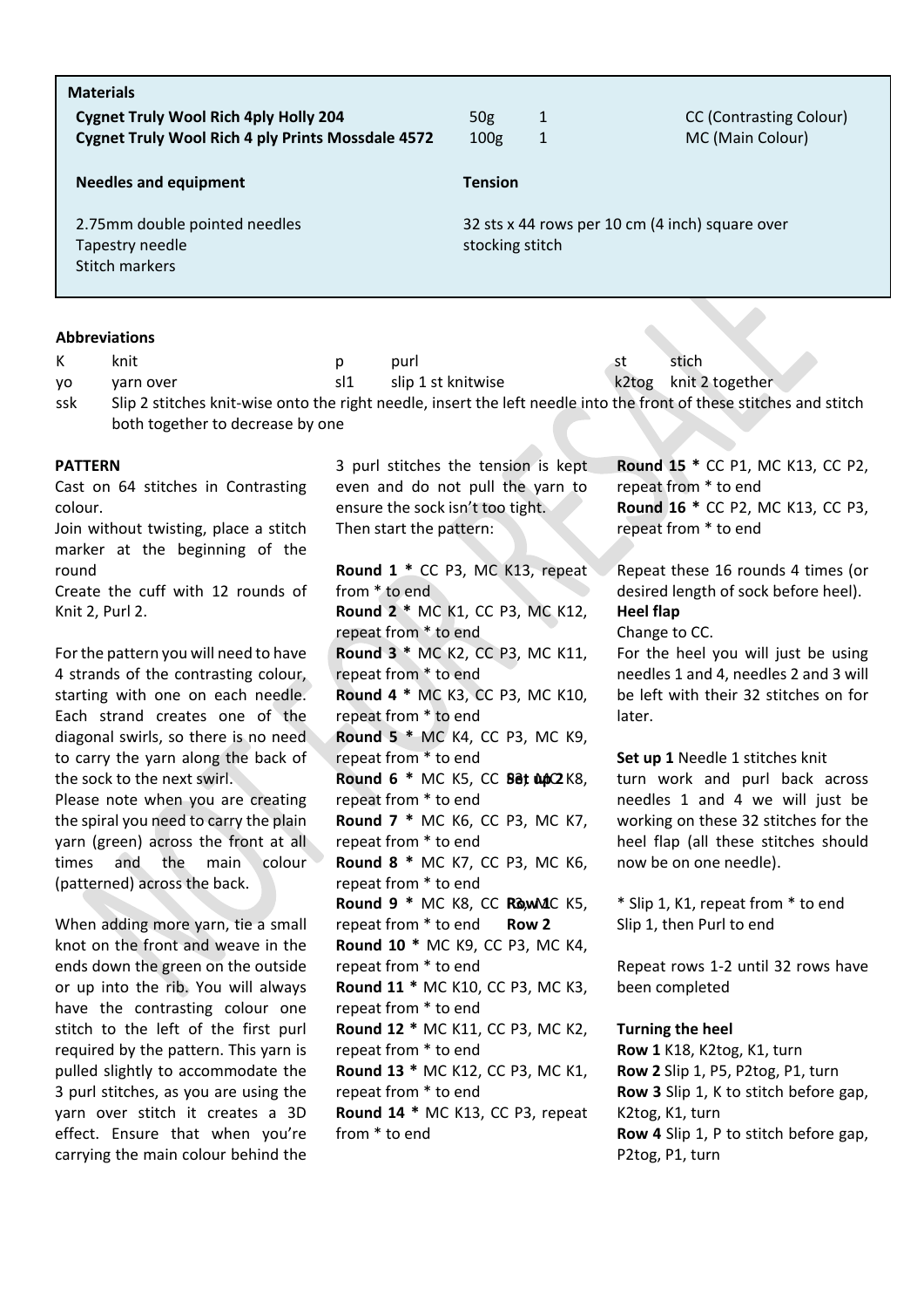| **Materials** | | | |
|---|---|---|---|
| **Cygnet Truly Wool Rich 4ply Holly 204** | 50g | 1 | CC (Contrasting Colour) |
| **Cygnet Truly Wool Rich 4 ply Prints Mossdale 4572** | 100g | 1 | MC (Main Colour) |

| **Needles and equipment** | **Tension** |
|---|---|
| 2.75mm double pointed needles<br>Tapestry needle<br>Stitch markers | 32 sts x 44 rows per 10 cm (4 inch) square over stocking stitch |

**Abbreviations**

| | | | | | |
|---|---|---|---|---|---|
| K | knit | p | purl | st | stich |
| yo | yarn over | sl1 | slip 1 st knitwise | k2tog | knit 2 together |

ssk Slip 2 stitches knit-wise onto the right needle, insert the left needle into the front of these stitches and stitch both together to decrease by one

**PATTERN**

Cast on 64 stitches in Contrasting colour.

Join without twisting, place a stitch marker at the beginning of the round

Create the cuff with 12 rounds of Knit 2, Purl 2.

For the pattern you will need to have 4 strands of the contrasting colour, starting with one on each needle. Each strand creates one of the diagonal swirls, so there is no need to carry the yarn along the back of the sock to the next swirl.

Please note when you are creating the spiral you need to carry the plain yarn (green) across the front at all times and the main colour (patterned) across the back.

When adding more yarn, tie a small knot on the front and weave in the ends down the green on the outside or up into the rib. You will always have the contrasting colour one stitch to the left of the first purl required by the pattern. This yarn is pulled slightly to accommodate the 3 purl stitches, as you are using the yarn over stitch it creates a 3D effect. Ensure that when you're carrying the main colour behind the 3 purl stitches the tension is kept even and do not pull the yarn to ensure the sock isn't too tight.

Then start the pattern:

**Round 1 *** CC P3, MC K13, repeat from * to end
**Round 2 *** MC K1, CC P3, MC K12, repeat from * to end
**Round 3 *** MC K2, CC P3, MC K11, repeat from * to end
**Round 4 *** MC K3, CC P3, MC K10, repeat from * to end
**Round 5 *** MC K4, CC P3, MC K9, repeat from * to end
**Round 6 *** MC K5, CC P3, MC K8, repeat from * to end
**Round 7 *** MC K6, CC P3, MC K7, repeat from * to end
**Round 8 *** MC K7, CC P3, MC K6, repeat from * to end
**Round 9 *** MC K8, CC P3, MC K5, repeat from * to end
**Round 10 *** MC K9, CC P3, MC K4, repeat from * to end
**Round 11 *** MC K10, CC P3, MC K3, repeat from * to end
**Round 12 *** MC K11, CC P3, MC K2, repeat from * to end
**Round 13 *** MC K12, CC P3, MC K1, repeat from * to end
**Round 14 *** MC K13, CC P3, repeat from * to end
**Round 15 *** CC P1, MC K13, CC P2, repeat from * to end
**Round 16 *** CC P2, MC K13, CC P3, repeat from * to end

Repeat these 16 rounds 4 times (or desired length of sock before heel).

**Heel flap**

Change to CC.

For the heel you will just be using needles 1 and 4, needles 2 and 3 will be left with their 32 stitches on for later.

**Set up 1** Needle 1 stitches knit

**Set up 2** turn work and purl back across needles 1 and 4 we will just be working on these 32 stitches for the heel flap (all these stitches should now be on one needle).

**Row 1** * Slip 1, K1, repeat from * to end

**Row 2** Slip 1, then Purl to end

Repeat rows 1-2 until 32 rows have been completed

**Turning the heel**

**Row 1** K18, K2tog, K1, turn
**Row 2** Slip 1, P5, P2tog, P1, turn
**Row 3** Slip 1, K to stitch before gap, K2tog, K1, turn
**Row 4** Slip 1, P to stitch before gap, P2tog, P1, turn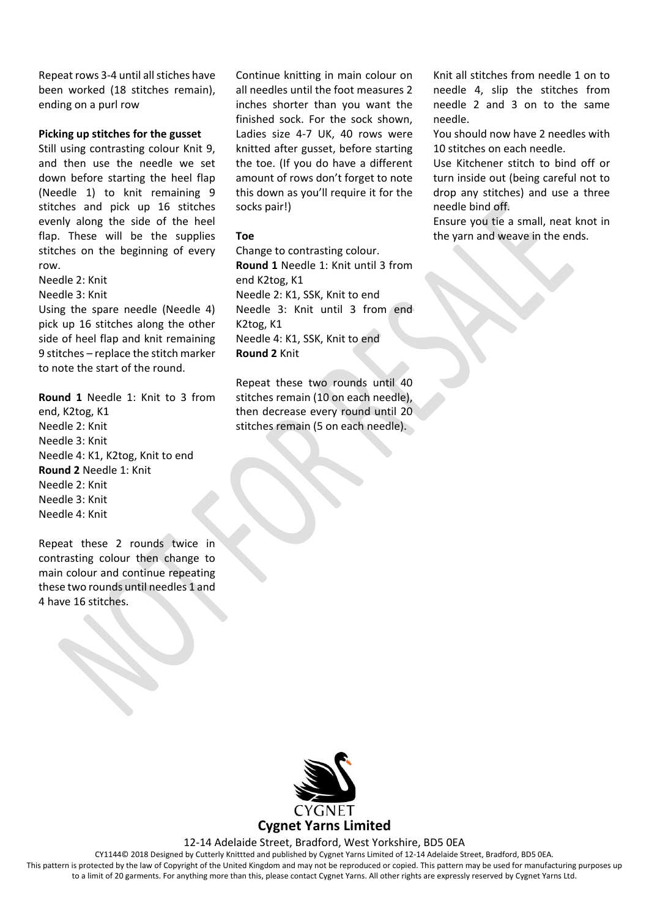Repeat rows 3-4 until all stiches have been worked (18 stitches remain), ending on a purl row

**Picking up stitches for the gusset**

Still using contrasting colour Knit 9, and then use the needle we set down before starting the heel flap (Needle 1) to knit remaining 9 stitches and pick up 16 stitches evenly along the side of the heel flap. These will be the supplies stitches on the beginning of every row.

Needle 2: Knit

Needle 3: Knit

Using the spare needle (Needle 4) pick up 16 stitches along the other side of heel flap and knit remaining 9 stitches – replace the stitch marker to note the start of the round.

**Round 1** Needle 1: Knit to 3 from end, K2tog, K1

Needle 2: Knit

Needle 3: Knit

Needle 4: K1, K2tog, Knit to end

**Round 2** Needle 1: Knit

Needle 2: Knit

Needle 3: Knit

Needle 4: Knit

Repeat these 2 rounds twice in contrasting colour then change to main colour and continue repeating these two rounds until needles 1 and 4 have 16 stitches.

Continue knitting in main colour on all needles until the foot measures 2 inches shorter than you want the finished sock. For the sock shown, Ladies size 4-7 UK, 40 rows were knitted after gusset, before starting the toe. (If you do have a different amount of rows don't forget to note this down as you'll require it for the socks pair!)

**Toe**

Change to contrasting colour.

**Round 1** Needle 1: Knit until 3 from end K2tog, K1

Needle 2: K1, SSK, Knit to end

Needle 3: Knit until 3 from end K2tog, K1

Needle 4: K1, SSK, Knit to end

**Round 2** Knit

Repeat these two rounds until 40 stitches remain (10 on each needle), then decrease every round until 20 stitches remain (5 on each needle).

Knit all stitches from needle 1 on to needle 4, slip the stitches from needle 2 and 3 on to the same needle.

You should now have 2 needles with 10 stitches on each needle.

Use Kitchener stitch to bind off or turn inside out (being careful not to drop any stitches) and use a three needle bind off.

Ensure you tie a small, neat knot in the yarn and weave in the ends.

CYGNET

**Cygnet Yarns Limited**

12-14 Adelaide Street, Bradford, West Yorkshire, BD5 0EA

CY1144© 2018 Designed by Cutterly Knittted and published by Cygnet Yarns Limited of 12-14 Adelaide Street, Bradford, BD5 0EA.
This pattern is protected by the law of Copyright of the United Kingdom and may not be reproduced or copied. This pattern may be used for manufacturing purposes up to a limit of 20 garments. For anything more than this, please contact Cygnet Yarns. All other rights are expressly reserved by Cygnet Yarns Ltd.